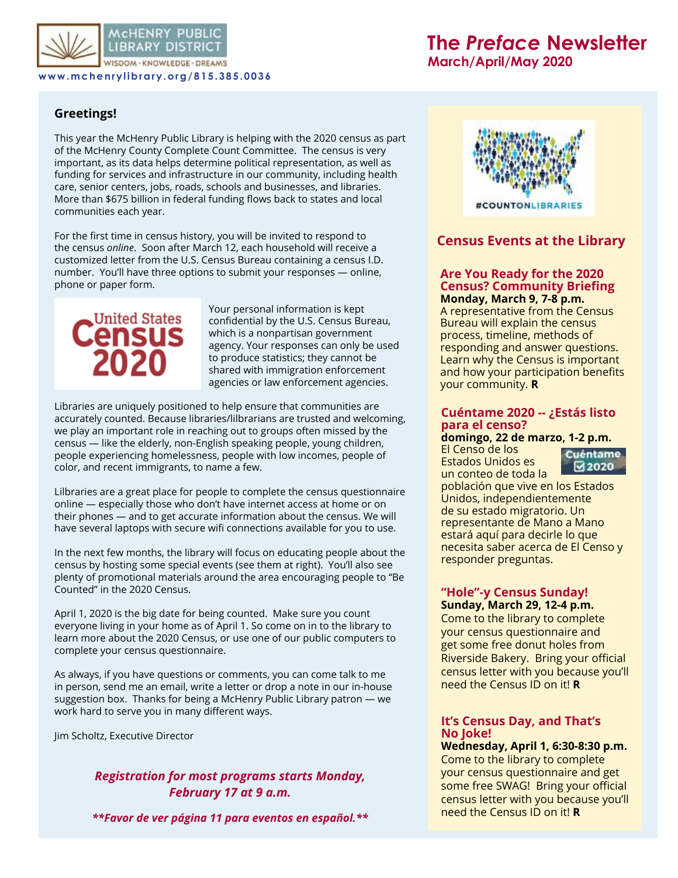McHENRY PUBLIC LIBRARY DISTRICT

WISDOM · KNOWLEDGE · DREAMS

www.mchenrylibrary.org/815.385.0036

# The *Preface* Newsletter

## March/April/May 2020

### Greetings!

This year the McHenry Public Library is helping with the 2020 census as part of the McHenry County Complete Count Committee. The census is very important, as its data helps determine political representation, as well as funding for services and infrastructure in our community, including health care, senior centers, jobs, roads, schools and businesses, and libraries. More than $675 billion in federal funding flows back to states and local communities each year.

For the first time in census history, you will be invited to respond to the census *online*. Soon after March 12, each household will receive a customized letter from the U.S. Census Bureau containing a census I.D. number. You'll have three options to submit your responses — online, phone or paper form.

United States Census 2020

Your personal information is kept confidential by the U.S. Census Bureau, which is a nonpartisan government agency. Your responses can only be used to produce statistics; they cannot be shared with immigration enforcement agencies or law enforcement agencies.

Libraries are uniquely positioned to help ensure that communities are accurately counted. Because libraries/lilbrarians are trusted and welcoming, we play an important role in reaching out to groups often missed by the census — like the elderly, non-English speaking people, young children, people experiencing homelessness, people with low incomes, people of color, and recent immigrants, to name a few.

Lilbraries are a great place for people to complete the census questionnaire online — especially those who don't have internet access at home or on their phones — and to get accurate information about the census. We will have several laptops with secure wifi connections available for you to use.

In the next few months, the library will focus on educating people about the census by hosting some special events (see them at right). You'll also see plenty of promotional materials around the area encouraging people to "Be Counted" in the 2020 Census.

April 1, 2020 is the big date for being counted. Make sure you count everyone living in your home as of April 1. So come on in to the library to learn more about the 2020 Census, or use one of our public computers to complete your census questionnaire.

As always, if you have questions or comments, you can come talk to me in person, send me an email, write a letter or drop a note in our in-house suggestion box. Thanks for being a McHenry Public Library patron — we work hard to serve you in many different ways.

Jim Scholtz, Executive Director

***Registration for most programs starts Monday, February 17 at 9 a.m.***

***\*\*Favor de ver página 11 para eventos en español.\*\****

#COUNTONLIBRARIES

### Census Events at the Library

**Are You Ready for the 2020 Census? Community Briefing**
**Monday, March 9, 7-8 p.m.**
A representative from the Census Bureau will explain the census process, timeline, methods of responding and answer questions. Learn why the Census is important and how your participation benefits your community. **R**

**Cuéntame 2020 -- ¿Estás listo para el censo?**
**domingo, 22 de marzo, 1-2 p.m.**
El Censo de los Estados Unidos es un conteo de toda la población que vive en los Estados Unidos, independientemente de su estado migratorio. Un representante de Mano a Mano estará aquí para decirle lo que necesita saber acerca de El Censo y responder preguntas.

**"Hole"-y Census Sunday!**
**Sunday, March 29, 12-4 p.m.**
Come to the library to complete your census questionnaire and get some free donut holes from Riverside Bakery. Bring your official census letter with you because you'll need the Census ID on it! **R**

**It's Census Day, and That's No Joke!**
**Wednesday, April 1, 6:30-8:30 p.m.**
Come to the library to complete your census questionnaire and get some free SWAG! Bring your official census letter with you because you'll need the Census ID on it! **R**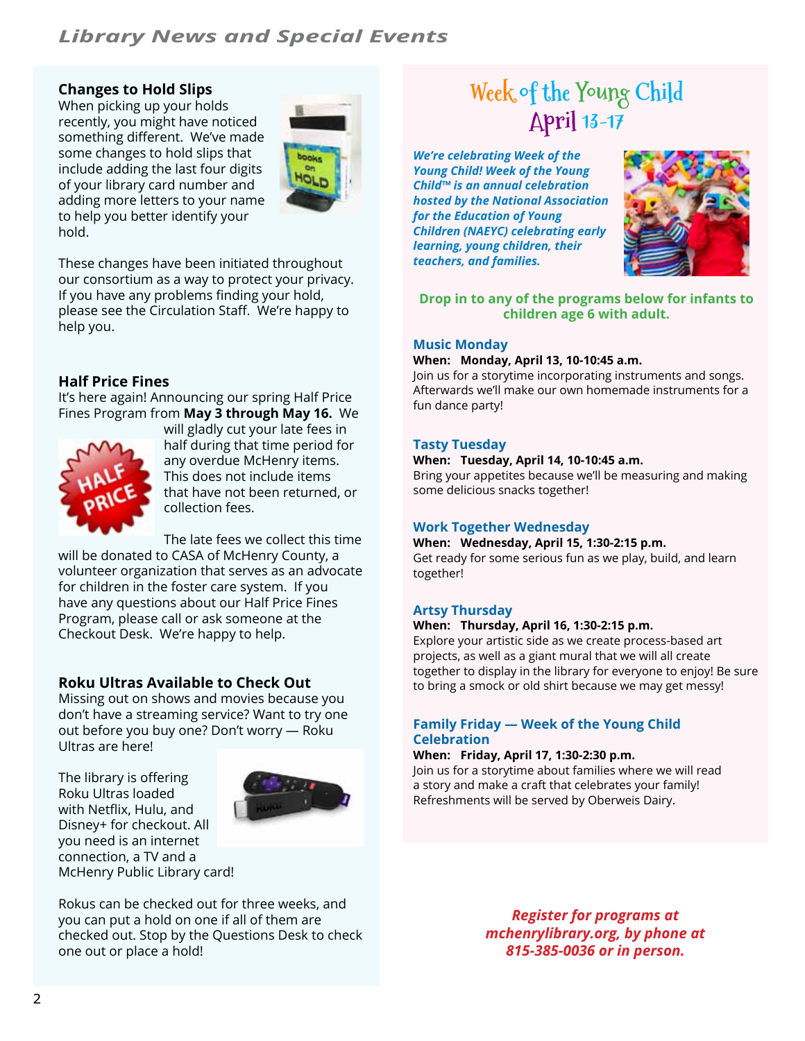# Library News and Special Events

## Changes to Hold Slips

When picking up your holds recently, you might have noticed something different. We've made some changes to hold slips that include adding the last four digits of your library card number and adding more letters to your name to help you better identify your hold.

These changes have been initiated throughout our consortium as a way to protect your privacy. If you have any problems finding your hold, please see the Circulation Staff. We're happy to help you.

## Half Price Fines

It's here again! Announcing our spring Half Price Fines Program from **May 3 through May 16.** We will gladly cut your late fees in half during that time period for any overdue McHenry items. This does not include items that have not been returned, or collection fees.

The late fees we collect this time will be donated to CASA of McHenry County, a volunteer organization that serves as an advocate for children in the foster care system. If you have any questions about our Half Price Fines Program, please call or ask someone at the Checkout Desk. We're happy to help.

## Roku Ultras Available to Check Out

Missing out on shows and movies because you don't have a streaming service? Want to try one out before you buy one? Don't worry — Roku Ultras are here!

The library is offering Roku Ultras loaded with Netflix, Hulu, and Disney+ for checkout. All you need is an internet connection, a TV and a McHenry Public Library card!

Rokus can be checked out for three weeks, and you can put a hold on one if all of them are checked out. Stop by the Questions Desk to check one out or place a hold!

## Week of the Young Child
### April 13-17

***We're celebrating Week of the Young Child! Week of the Young Child™ is an annual celebration hosted by the National Association for the Education of Young Children (NAEYC) celebrating early learning, young children, their teachers, and families.***

**Drop in to any of the programs below for infants to children age 6 with adult.**

### Music Monday

**When: Monday, April 13, 10-10:45 a.m.**

Join us for a storytime incorporating instruments and songs. Afterwards we'll make our own homemade instruments for a fun dance party!

### Tasty Tuesday

**When: Tuesday, April 14, 10-10:45 a.m.**

Bring your appetites because we'll be measuring and making some delicious snacks together!

### Work Together Wednesday

**When: Wednesday, April 15, 1:30-2:15 p.m.**

Get ready for some serious fun as we play, build, and learn together!

### Artsy Thursday

**When: Thursday, April 16, 1:30-2:15 p.m.**

Explore your artistic side as we create process-based art projects, as well as a giant mural that we will all create together to display in the library for everyone to enjoy! Be sure to bring a smock or old shirt because we may get messy!

### Family Friday — Week of the Young Child Celebration

**When: Friday, April 17, 1:30-2:30 p.m.**

Join us for a storytime about families where we will read a story and make a craft that celebrates your family! Refreshments will be served by Oberweis Dairy.

***Register for programs at mchenrylibrary.org, by phone at 815-385-0036 or in person.***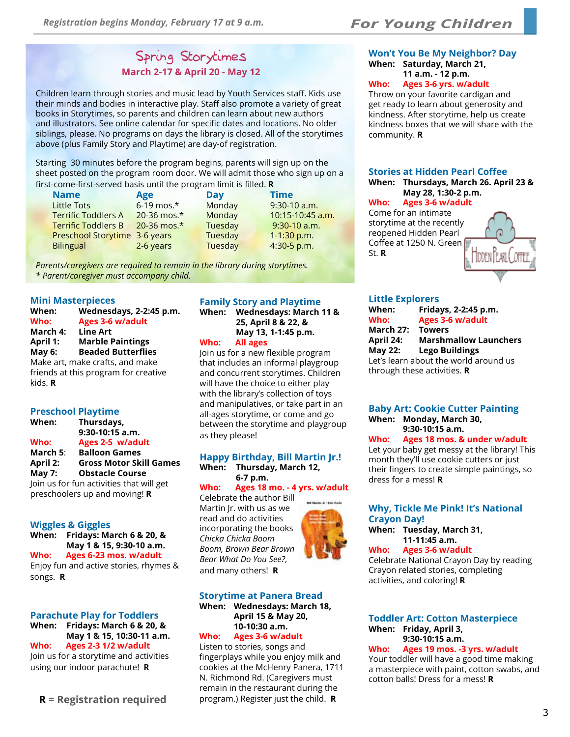# For Young Children

**Registration begins Monday, February 17 at 9 a.m.**

## Spring Storytimes

**March 2-17 & April 20 - May 12**

Children learn through stories and music lead by Youth Services staff. Kids use their minds and bodies in interactive play. Staff also promote a variety of great books in Storytimes, so parents and children can learn about new authors and illustrators. See online calendar for specific dates and locations. No older siblings, please. No programs on days the library is closed. All of the storytimes above (plus Family Story and Playtime) are day-of registration.

Starting 30 minutes before the program begins, parents will sign up on the sheet posted on the program room door. We will admit those who sign up on a first-come-first-served basis until the program limit is filled. **R**

| Name | Age | Day | Time |
|---|---|---|---|
| Little Tots | 6-19 mos.* | Monday | 9:30-10 a.m. |
| Terrific Toddlers A | 20-36 mos.* | Monday | 10:15-10:45 a.m. |
| Terrific Toddlers B | 20-36 mos.* | Tuesday | 9:30-10 a.m. |
| Preschool Storytime | 3-6 years | Tuesday | 1-1:30 p.m. |
| Bilingual | 2-6 years | Tuesday | 4:30-5 p.m. |

*Parents/caregivers are required to remain in the library during storytimes.*
*\* Parent/caregiver must accompany child.*

### Mini Masterpieces

**When:** Wednesdays, 2-2:45 p.m.
**Who:** Ages 3-6 w/adult
**March 4:** Line Art
**April 1:** Marble Paintings
**May 6:** Beaded Butterflies

Make art, make crafts, and make friends at this program for creative kids. **R**

### Preschool Playtime

**When:** Thursdays, 9:30-10:15 a.m.
**Who:** Ages 2-5 w/adult
**March 5:** Balloon Games
**April 2:** Gross Motor Skill Games
**May 7:** Obstacle Course

Join us for fun activities that will get preschoolers up and moving! **R**

### Wiggles & Giggles

**When:** Fridays: March 6 & 20, & May 1 & 15, 9:30-10 a.m.
**Who:** Ages 6-23 mos. w/adult

Enjoy fun and active stories, rhymes & songs. **R**

### Parachute Play for Toddlers

**When:** Fridays: March 6 & 20, & May 1 & 15, 10:30-11 a.m.
**Who:** Ages 2-3 1/2 w/adult

Join us for a storytime and activities using our indoor parachute! **R**

**R = Registration required**

### Family Story and Playtime

**When:** Wednesdays: March 11 & 25, April 8 & 22, & May 13, 1-1:45 p.m.
**Who:** All ages

Join us for a new flexible program that includes an informal playgroup and concurrent storytimes. Children will have the choice to either play with the library's collection of toys and manipulatives, or take part in an all-ages storytime, or come and go between the storytime and playgroup as they please!

### Happy Birthday, Bill Martin Jr.!

**When:** Thursday, March 12, 6-7 p.m.
**Who:** Ages 18 mo. - 4 yrs. w/adult

Celebrate the author Bill Martin Jr. with us as we read and do activities incorporating the books *Chicka Chicka Boom Boom, Brown Bear Brown Bear What Do You See?*, and many others! **R**

### Storytime at Panera Bread

**When:** Wednesdays: March 18, April 15 & May 20, 10-10:30 a.m.
**Who:** Ages 3-6 w/adult

Listen to stories, songs and fingerplays while you enjoy milk and cookies at the McHenry Panera, 1711 N. Richmond Rd. (Caregivers must remain in the restaurant during the program.) Register just the child. **R**

### Won't You Be My Neighbor? Day

**When:** Saturday, March 21, 11 a.m. - 12 p.m.
**Who:** Ages 3-6 yrs. w/adult

Throw on your favorite cardigan and get ready to learn about generosity and kindness. After storytime, help us create kindness boxes that we will share with the community. **R**

### Stories at Hidden Pearl Coffee

**When:** Thursdays, March 26. April 23 & May 28, 1:30-2 p.m.
**Who:** Ages 3-6 w/adult

Come for an intimate storytime at the recently reopened Hidden Pearl Coffee at 1250 N. Green St. **R**

### Little Explorers

**When:** Fridays, 2-2:45 p.m.
**Who:** Ages 3-6 w/adult
**March 27:** Towers
**April 24:** Marshmallow Launchers
**May 22:** Lego Buildings

Let's learn about the world around us through these activities. **R**

### Baby Art: Cookie Cutter Painting

**When:** Monday, March 30, 9:30-10:15 a.m.
**Who:** Ages 18 mos. & under w/adult

Let your baby get messy at the library! This month they'll use cookie cutters or just their fingers to create simple paintings, so dress for a mess! **R**

### Why, Tickle Me Pink! It's National Crayon Day!

**When:** Tuesday, March 31, 11-11:45 a.m.
**Who:** Ages 3-6 w/adult

Celebrate National Crayon Day by reading Crayon related stories, completing activities, and coloring! **R**

### Toddler Art: Cotton Masterpiece

**When:** Friday, April 3, 9:30-10:15 a.m.
**Who:** Ages 19 mos. -3 yrs. w/adult

Your toddler will have a good time making a masterpiece with paint, cotton swabs, and cotton balls! Dress for a mess! **R**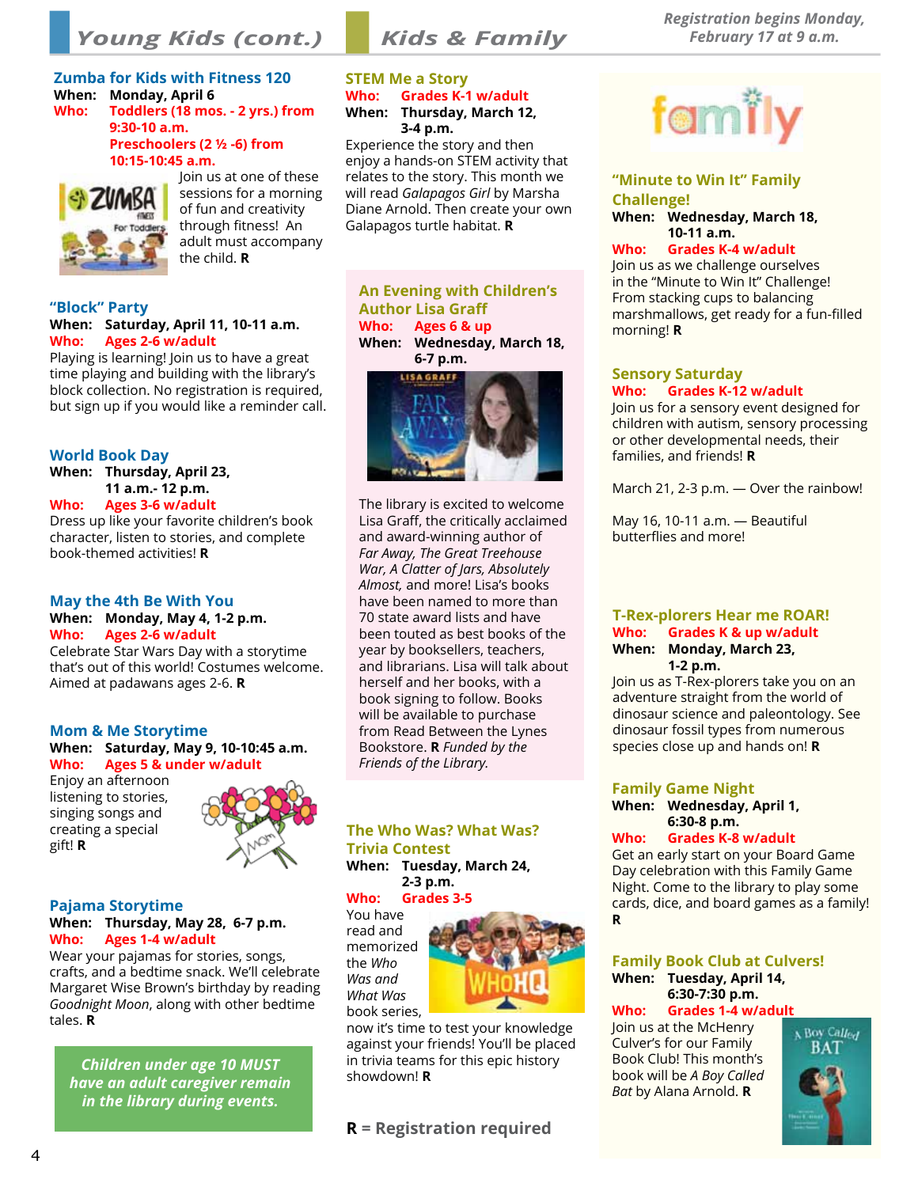# Young Kids (cont.)

## Zumba for Kids with Fitness 120

**When:** Monday, April 6
**Who:** Toddlers (18 mos. - 2 yrs.) from 9:30-10 a.m.
Preschoolers (2 ½ -6) from 10:15-10:45 a.m.

Join us at one of these sessions for a morning of fun and creativity through fitness! An adult must accompany the child. **R**

## "Block" Party

**When:** Saturday, April 11, 10-11 a.m.
**Who:** Ages 2-6 w/adult

Playing is learning! Join us to have a great time playing and building with the library's block collection. No registration is required, but sign up if you would like a reminder call.

## World Book Day

**When:** Thursday, April 23, 11 a.m.- 12 p.m.
**Who:** Ages 3-6 w/adult

Dress up like your favorite children's book character, listen to stories, and complete book-themed activities! **R**

## May the 4th Be With You

**When:** Monday, May 4, 1-2 p.m.
**Who:** Ages 2-6 w/adult

Celebrate Star Wars Day with a storytime that's out of this world! Costumes welcome. Aimed at padawans ages 2-6. **R**

## Mom & Me Storytime

**When:** Saturday, May 9, 10-10:45 a.m.
**Who:** Ages 5 & under w/adult

Enjoy an afternoon listening to stories, singing songs and creating a special gift! **R**

## Pajama Storytime

**When:** Thursday, May 28, 6-7 p.m.
**Who:** Ages 1-4 w/adult

Wear your pajamas for stories, songs, crafts, and a bedtime snack. We'll celebrate Margaret Wise Brown's birthday by reading *Goodnight Moon*, along with other bedtime tales. **R**

***Children under age 10 MUST have an adult caregiver remain in the library during events.***

# Kids & Family

*Registration begins Monday, February 17 at 9 a.m.*

## STEM Me a Story

**Who:** Grades K-1 w/adult
**When:** Thursday, March 12, 3-4 p.m.

Experience the story and then enjoy a hands-on STEM activity that relates to the story. This month we will read *Galapagos Girl* by Marsha Diane Arnold. Then create your own Galapagos turtle habitat. **R**

## An Evening with Children's Author Lisa Graff

**Who:** Ages 6 & up
**When:** Wednesday, March 18, 6-7 p.m.

The library is excited to welcome Lisa Graff, the critically acclaimed and award-winning author of *Far Away, The Great Treehouse War, A Clatter of Jars, Absolutely Almost,* and more! Lisa's books have been named to more than 70 state award lists and have been touted as best books of the year by booksellers, teachers, and librarians. Lisa will talk about herself and her books, with a book signing to follow. Books will be available to purchase from Read Between the Lynes Bookstore. **R** *Funded by the Friends of the Library.*

## The Who Was? What Was? Trivia Contest

**When:** Tuesday, March 24, 2-3 p.m.
**Who:** Grades 3-5

You have read and memorized the *Who Was and What Was* book series, now it's time to test your knowledge against your friends! You'll be placed in trivia teams for this epic history showdown! **R**

**R = Registration required**

# family

## "Minute to Win It" Family Challenge!

**When:** Wednesday, March 18, 10-11 a.m.
**Who:** Grades K-4 w/adult

Join us as we challenge ourselves in the "Minute to Win It" Challenge! From stacking cups to balancing marshmallows, get ready for a fun-filled morning! **R**

## Sensory Saturday

**Who:** Grades K-12 w/adult

Join us for a sensory event designed for children with autism, sensory processing or other developmental needs, their families, and friends! **R**

March 21, 2-3 p.m. — Over the rainbow!

May 16, 10-11 a.m. — Beautiful butterflies and more!

## T-Rex-plorers Hear me ROAR!

**Who:** Grades K & up w/adult
**When:** Monday, March 23, 1-2 p.m.

Join us as T-Rex-plorers take you on an adventure straight from the world of dinosaur science and paleontology. See dinosaur fossil types from numerous species close up and hands on! **R**

## Family Game Night

**When:** Wednesday, April 1, 6:30-8 p.m.
**Who:** Grades K-8 w/adult

Get an early start on your Board Game Day celebration with this Family Game Night. Come to the library to play some cards, dice, and board games as a family! **R**

## Family Book Club at Culvers!

**When:** Tuesday, April 14, 6:30-7:30 p.m.
**Who:** Grades 1-4 w/adult

Join us at the McHenry Culver's for our Family Book Club! This month's book will be *A Boy Called Bat* by Alana Arnold. **R**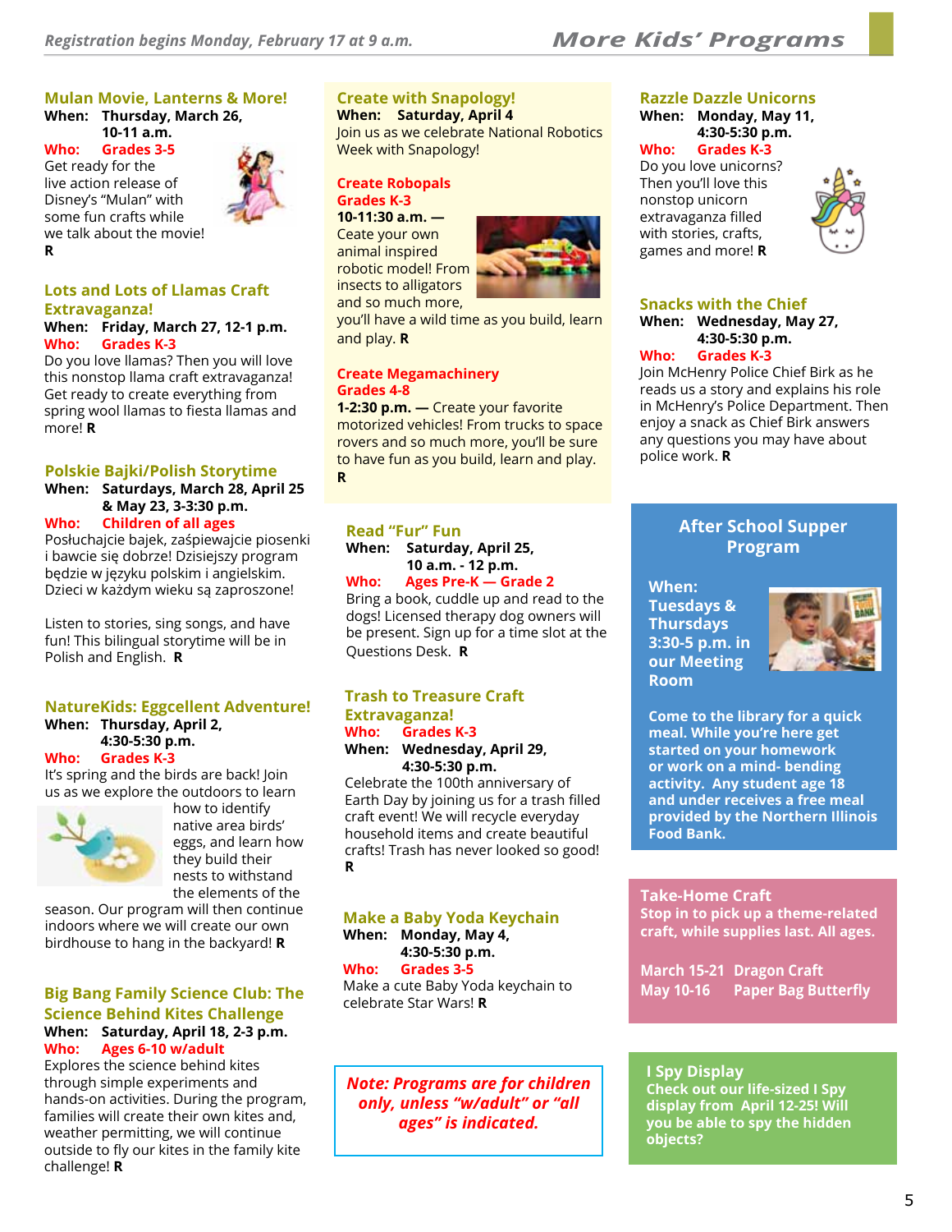Registration begins Monday, February 17 at 9 a.m.

# More Kids' Programs

## Mulan Movie, Lanterns & More!

**When:** **Thursday, March 26, 10-11 a.m.**
**Who:** **Grades 3-5**

Get ready for the live action release of Disney's "Mulan" with some fun crafts while we talk about the movie! **R**

## Lots and Lots of Llamas Craft Extravaganza!

**When:** **Friday, March 27, 12-1 p.m.**
**Who:** **Grades K-3**

Do you love llamas? Then you will love this nonstop llama craft extravaganza! Get ready to create everything from spring wool llamas to fiesta llamas and more! **R**

## Polskie Bajki/Polish Storytime

**When:** **Saturdays, March 28, April 25 & May 23, 3-3:30 p.m.**
**Who:** **Children of all ages**

Posłuchajcie bajek, zaśpiewajcie piosenki i bawcie się dobrze! Dzisiejszy program będzie w języku polskim i angielskim. Dzieci w każdym wieku są zaproszone!

Listen to stories, sing songs, and have fun! This bilingual storytime will be in Polish and English. **R**

## NatureKids: Eggcellent Adventure!

**When:** **Thursday, April 2, 4:30-5:30 p.m.**
**Who:** **Grades K-3**

It's spring and the birds are back! Join us as we explore the outdoors to learn how to identify native area birds' eggs, and learn how they build their nests to withstand the elements of the season. Our program will then continue indoors where we will create our own birdhouse to hang in the backyard! **R**

## Big Bang Family Science Club: The Science Behind Kites Challenge

**When:** **Saturday, April 18, 2-3 p.m.**
**Who:** **Ages 6-10 w/adult**

Explores the science behind kites through simple experiments and hands-on activities. During the program, families will create their own kites and, weather permitting, we will continue outside to fly our kites in the family kite challenge! **R**

## Create with Snapology!

**When:** **Saturday, April 4**

Join us as we celebrate National Robotics Week with Snapology!

### Create Robopals
**Grades K-3**

**10-11:30 a.m. —** Ceate your own animal inspired robotic model! From insects to alligators and so much more, you'll have a wild time as you build, learn and play. **R**

### Create Megamachinery
**Grades 4-8**

**1-2:30 p.m. —** Create your favorite motorized vehicles! From trucks to space rovers and so much more, you'll be sure to have fun as you build, learn and play. **R**

## Read "Fur" Fun

**When:** **Saturday, April 25, 10 a.m. - 12 p.m.**
**Who:** **Ages Pre-K — Grade 2**

Bring a book, cuddle up and read to the dogs! Licensed therapy dog owners will be present. Sign up for a time slot at the Questions Desk. **R**

## Trash to Treasure Craft Extravaganza!

**Who:** **Grades K-3**
**When:** **Wednesday, April 29, 4:30-5:30 p.m.**

Celebrate the 100th anniversary of Earth Day by joining us for a trash filled craft event! We will recycle everyday household items and create beautiful crafts! Trash has never looked so good! **R**

## Make a Baby Yoda Keychain

**When:** **Monday, May 4, 4:30-5:30 p.m.**
**Who:** **Grades 3-5**

Make a cute Baby Yoda keychain to celebrate Star Wars! **R**

***Note: Programs are for children only, unless "w/adult" or "all ages" is indicated.***

## Razzle Dazzle Unicorns

**When:** **Monday, May 11, 4:30-5:30 p.m.**
**Who:** **Grades K-3**

Do you love unicorns? Then you'll love this nonstop unicorn extravaganza filled with stories, crafts, games and more! **R**

## Snacks with the Chief

**When:** **Wednesday, May 27, 4:30-5:30 p.m.**
**Who:** **Grades K-3**

Join McHenry Police Chief Birk as he reads us a story and explains his role in McHenry's Police Department. Then enjoy a snack as Chief Birk answers any questions you may have about police work. **R**

## After School Supper Program

**When: Tuesdays & Thursdays 3:30-5 p.m. in our Meeting Room**

**Come to the library for a quick meal. While you're here get started on your homework or work on a mind- bending activity. Any student age 18 and under receives a free meal provided by the Northern Illinois Food Bank.**

## Take-Home Craft

**Stop in to pick up a theme-related craft, while supplies last. All ages.**

**March 15-21** **Dragon Craft**
**May 10-16** **Paper Bag Butterfly**

## I Spy Display

**Check out our life-sized I Spy display from April 12-25! Will you be able to spy the hidden objects?**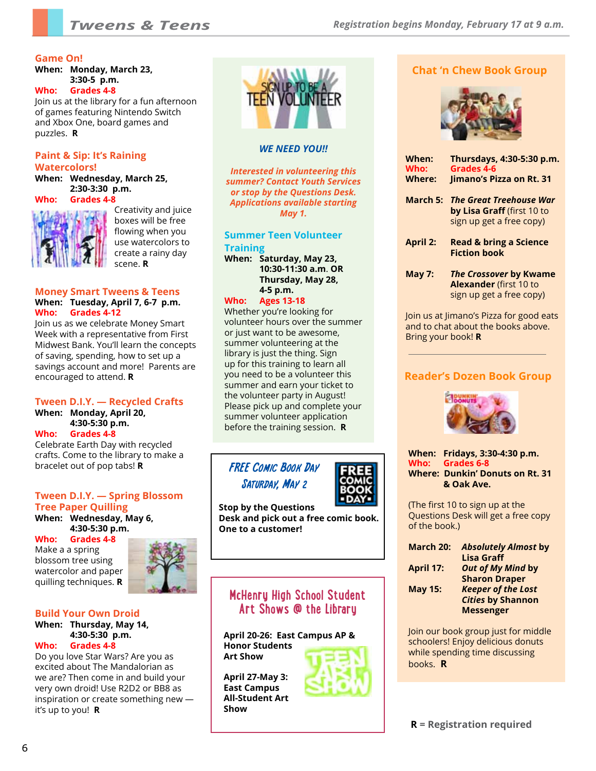# Tweens & Teens

Registration begins Monday, February 17 at 9 a.m.

## Game On!

**When:** **Monday, March 23, 3:30-5 p.m.**
**Who:** **Grades 4-8**

Join us at the library for a fun afternoon of games featuring Nintendo Switch and Xbox One, board games and puzzles. **R**

## Paint & Sip: It's Raining Watercolors!

**When:** **Wednesday, March 25, 2:30-3:30 p.m.**
**Who:** **Grades 4-8**

Creativity and juice boxes will be free flowing when you use watercolors to create a rainy day scene. **R**

## Money Smart Tweens & Teens

**When:** **Tuesday, April 7, 6-7 p.m.**
**Who:** **Grades 4-12**

Join us as we celebrate Money Smart Week with a representative from First Midwest Bank. You'll learn the concepts of saving, spending, how to set up a savings account and more! Parents are encouraged to attend. **R**

## Tween D.I.Y. — Recycled Crafts

**When:** **Monday, April 20, 4:30-5:30 p.m.**
**Who:** **Grades 4-8**

Celebrate Earth Day with recycled crafts. Come to the library to make a bracelet out of pop tabs! **R**

## Tween D.I.Y. — Spring Blossom Tree Paper Quilling

**When:** **Wednesday, May 6, 4:30-5:30 p.m.**
**Who:** **Grades 4-8**

Make a a spring blossom tree using watercolor and paper quilling techniques. **R**

## Build Your Own Droid

**When:** **Thursday, May 14, 4:30-5:30 p.m.**
**Who:** **Grades 4-8**

Do you love Star Wars? Are you as excited about The Mandalorian as we are? Then come in and build your very own droid! Use R2D2 or BB8 as inspiration or create something new — it's up to you! **R**

---

SIGN UP TO BE A TEEN VOLUNTEER

***WE NEED YOU!!***

***Interested in volunteering this summer? Contact Youth Services or stop by the Questions Desk. Applications available starting May 1.***

## Summer Teen Volunteer Training

**When:** **Saturday, May 23, 10:30-11:30 a.m. OR Thursday, May 28, 4-5 p.m.**
**Who:** **Ages 13-18**

Whether you're looking for volunteer hours over the summer or just want to be awesome, summer volunteering at the library is just the thing. Sign up for this training to learn all you need to be a volunteer this summer and earn your ticket to the volunteer party in August! Please pick up and complete your summer volunteer application before the training session. **R**

---

## *FREE Comic Book Day*

***Saturday, May 2***

**Stop by the Questions Desk and pick out a free comic book. One to a customer!**

---

## McHenry High School Student Art Shows @ the Library

**April 20-26: East Campus AP & Honor Students Art Show**

**April 27-May 3: East Campus All-Student Art Show**

---

## Chat 'n Chew Book Group

**When:** **Thursdays, 4:30-5:30 p.m.**
**Who:** **Grades 4-6**
**Where:** **Jimano's Pizza on Rt. 31**

**March 5:** ***The Great Treehouse War*** **by Lisa Graff** (first 10 to sign up get a free copy)

**April 2:** **Read & bring a Science Fiction book**

**May 7:** ***The Crossover*** **by Kwame Alexander** (first 10 to sign up get a free copy)

Join us at Jimano's Pizza for good eats and to chat about the books above. Bring your book! **R**

---

## Reader's Dozen Book Group

**When:** **Fridays, 3:30-4:30 p.m.**
**Who:** **Grades 6-8**
**Where:** **Dunkin' Donuts on Rt. 31 & Oak Ave.**

(The first 10 to sign up at the Questions Desk will get a free copy of the book.)

**March 20:** ***Absolutely Almost*** **by Lisa Graff**
**April 17:** ***Out of My Mind*** **by Sharon Draper**
**May 15:** ***Keeper of the Lost Cities*** **by Shannon Messenger**

Join our book group just for middle schoolers! Enjoy delicious donuts while spending time discussing books. **R**

**R** = Registration required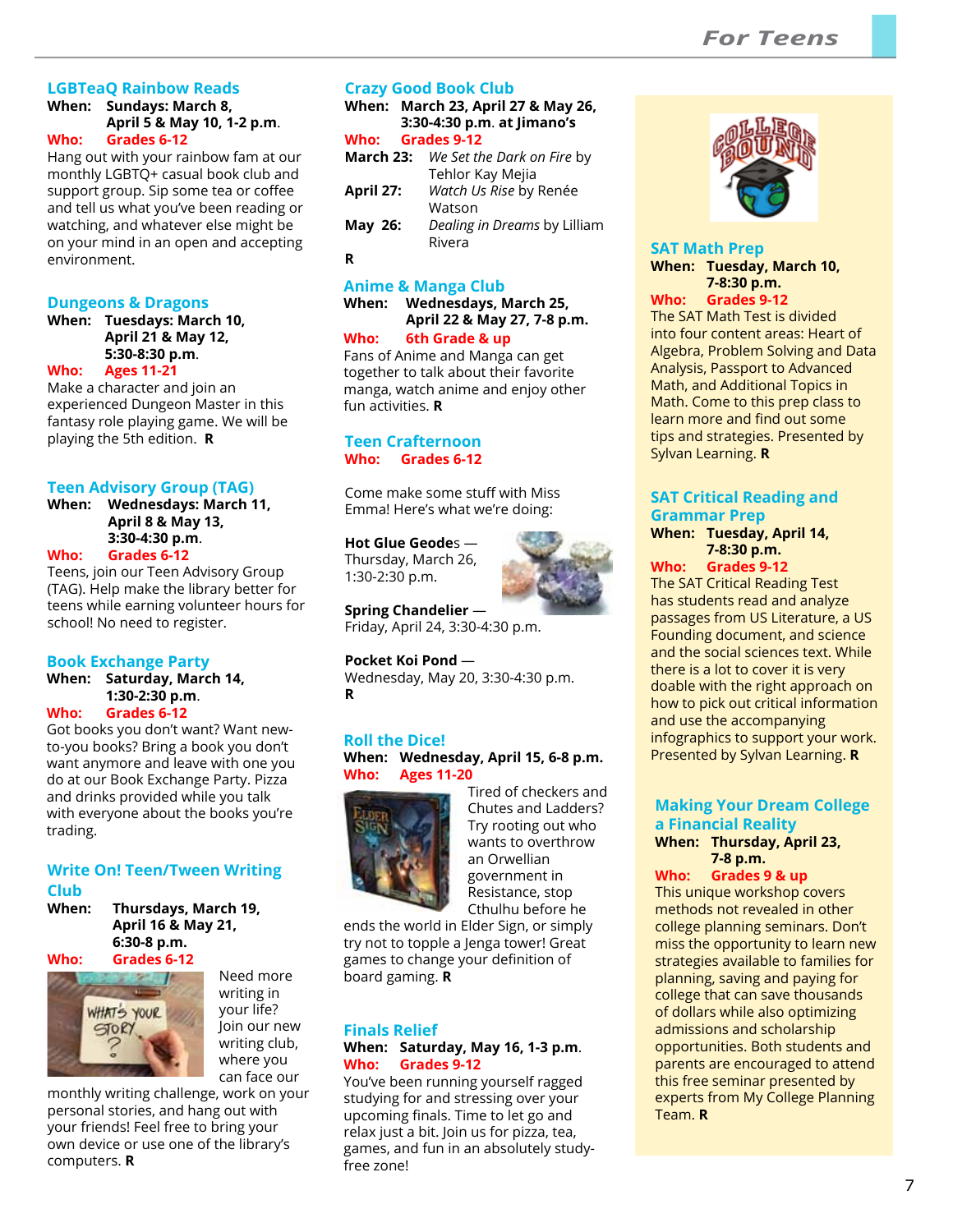## LGBTeaQ Rainbow Reads

**When:** **Sundays: March 8, April 5 & May 10, 1-2 p.m.**
**Who:** **Grades 6-12**

Hang out with your rainbow fam at our monthly LGBTQ+ casual book club and support group. Sip some tea or coffee and tell us what you've been reading or watching, and whatever else might be on your mind in an open and accepting environment.

## Dungeons & Dragons

**When:** **Tuesdays: March 10, April 21 & May 12, 5:30-8:30 p.m.**
**Who:** **Ages 11-21**

Make a character and join an experienced Dungeon Master in this fantasy role playing game. We will be playing the 5th edition. **R**

## Teen Advisory Group (TAG)

**When:** **Wednesdays: March 11, April 8 & May 13, 3:30-4:30 p.m.**
**Who:** **Grades 6-12**

Teens, join our Teen Advisory Group (TAG). Help make the library better for teens while earning volunteer hours for school! No need to register.

## Book Exchange Party

**When:** **Saturday, March 14, 1:30-2:30 p.m.**
**Who:** **Grades 6-12**

Got books you don't want? Want new-to-you books? Bring a book you don't want anymore and leave with one you do at our Book Exchange Party. Pizza and drinks provided while you talk with everyone about the books you're trading.

## Write On! Teen/Tween Writing Club

**When:** **Thursdays, March 19, April 16 & May 21, 6:30-8 p.m.**
**Who:** **Grades 6-12**

Need more writing in your life? Join our new writing club, where you can face our monthly writing challenge, work on your personal stories, and hang out with your friends! Feel free to bring your own device or use one of the library's computers. **R**

## Crazy Good Book Club

**When:** **March 23, April 27 & May 26, 3:30-4:30 p.m. at Jimano's**
**Who:** **Grades 9-12**

**March 23:** *We Set the Dark on Fire* by Tehlor Kay Mejia
**April 27:** *Watch Us Rise* by Renée Watson
**May 26:** *Dealing in Dreams* by Lilliam Rivera

**R**

## Anime & Manga Club

**When:** **Wednesdays, March 25, April 22 & May 27, 7-8 p.m.**
**Who:** **6th Grade & up**

Fans of Anime and Manga can get together to talk about their favorite manga, watch anime and enjoy other fun activities. **R**

## Teen Crafternoon

**Who:** **Grades 6-12**

Come make some stuff with Miss Emma! Here's what we're doing:

**Hot Glue Geodes** — Thursday, March 26, 1:30-2:30 p.m.

**Spring Chandelier** — Friday, April 24, 3:30-4:30 p.m.

**Pocket Koi Pond** — Wednesday, May 20, 3:30-4:30 p.m.
**R**

## Roll the Dice!

**When:** **Wednesday, April 15, 6-8 p.m.**
**Who:** **Ages 11-20**

Tired of checkers and Chutes and Ladders? Try rooting out who wants to overthrow an Orwellian government in Resistance, stop Cthulhu before he ends the world in Elder Sign, or simply try not to topple a Jenga tower! Great games to change your definition of board gaming. **R**

## Finals Relief

**When:** **Saturday, May 16, 1-3 p.m.**
**Who:** **Grades 9-12**

You've been running yourself ragged studying for and stressing over your upcoming finals. Time to let go and relax just a bit. Join us for pizza, tea, games, and fun in an absolutely study-free zone!

## SAT Math Prep

**When:** **Tuesday, March 10, 7-8:30 p.m.**
**Who:** **Grades 9-12**

The SAT Math Test is divided into four content areas: Heart of Algebra, Problem Solving and Data Analysis, Passport to Advanced Math, and Additional Topics in Math. Come to this prep class to learn more and find out some tips and strategies. Presented by Sylvan Learning. **R**

## SAT Critical Reading and Grammar Prep

**When:** **Tuesday, April 14, 7-8:30 p.m.**
**Who:** **Grades 9-12**

The SAT Critical Reading Test has students read and analyze passages from US Literature, a US Founding document, and science and the social sciences text. While there is a lot to cover it is very doable with the right approach on how to pick out critical information and use the accompanying infographics to support your work. Presented by Sylvan Learning. **R**

## Making Your Dream College a Financial Reality

**When:** **Thursday, April 23, 7-8 p.m.**
**Who:** **Grades 9 & up**

This unique workshop covers methods not revealed in other college planning seminars. Don't miss the opportunity to learn new strategies available to families for planning, saving and paying for college that can save thousands of dollars while also optimizing admissions and scholarship opportunities. Both students and parents are encouraged to attend this free seminar presented by experts from My College Planning Team. **R**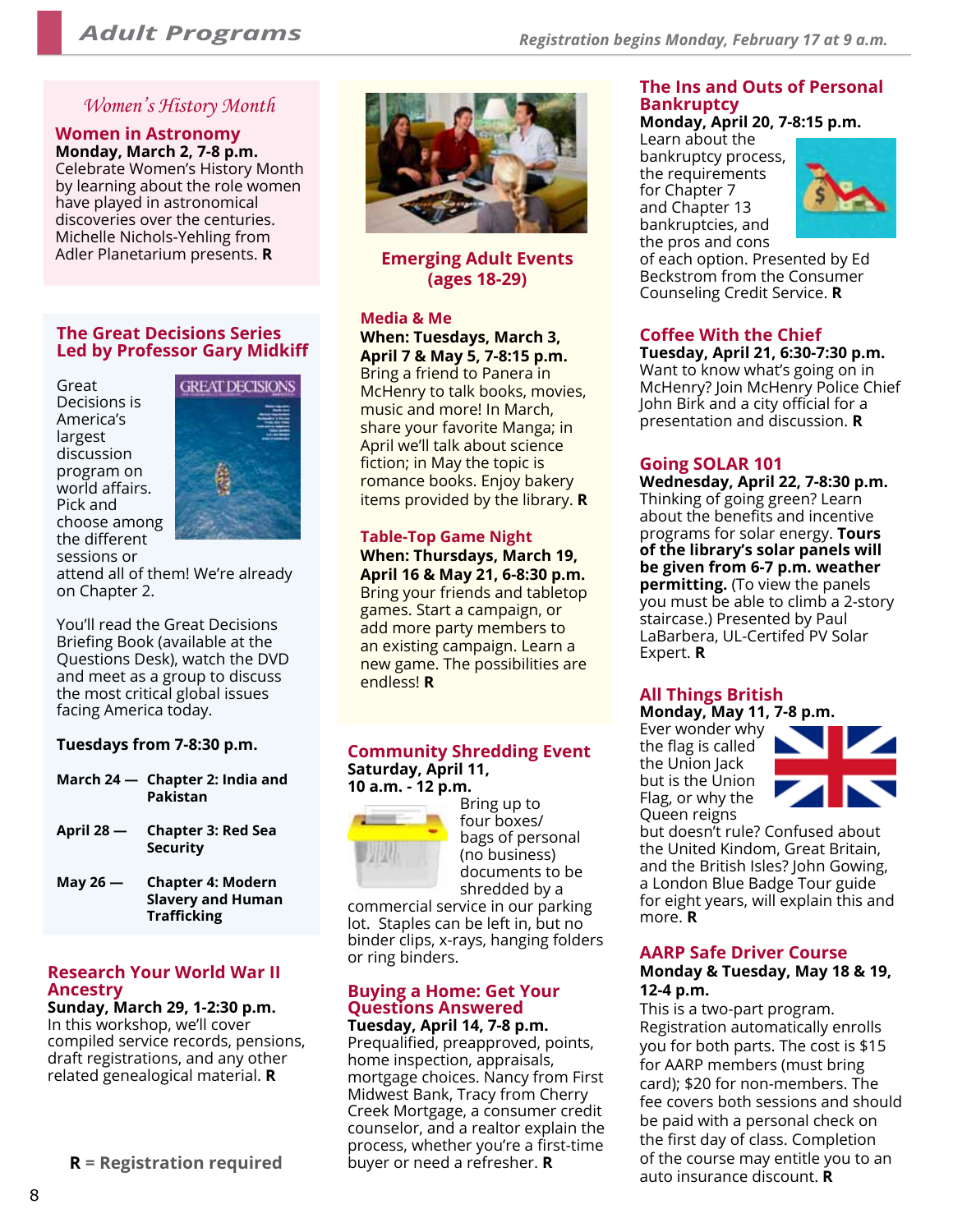# Adult Programs

Registration begins Monday, February 17 at 9 a.m.

*Women's History Month*

## Women in Astronomy

**Monday, March 2, 7-8 p.m.**

Celebrate Women's History Month by learning about the role women have played in astronomical discoveries over the centuries. Michelle Nichols-Yehling from Adler Planetarium presents. **R**

## The Great Decisions Series Led by Professor Gary Midkiff

Great Decisions is America's largest discussion program on world affairs. Pick and choose among the different sessions or attend all of them! We're already on Chapter 2.

You'll read the Great Decisions Briefing Book (available at the Questions Desk), watch the DVD and meet as a group to discuss the most critical global issues facing America today.

**Tuesdays from 7-8:30 p.m.**

**March 24 —** **Chapter 2: India and Pakistan**

**April 28 —** **Chapter 3: Red Sea Security**

**May 26 —** **Chapter 4: Modern Slavery and Human Trafficking**

## Research Your World War II Ancestry

**Sunday, March 29, 1-2:30 p.m.**

In this workshop, we'll cover compiled service records, pensions, draft registrations, and any other related genealogical material. **R**

**R = Registration required**

## Emerging Adult Events (ages 18-29)

### Media & Me

**When: Tuesdays, March 3, April 7 & May 5, 7-8:15 p.m.**

Bring a friend to Panera in McHenry to talk books, movies, music and more! In March, share your favorite Manga; in April we'll talk about science fiction; in May the topic is romance books. Enjoy bakery items provided by the library. **R**

### Table-Top Game Night

**When: Thursdays, March 19, April 16 & May 21, 6-8:30 p.m.**

Bring your friends and tabletop games. Start a campaign, or add more party members to an existing campaign. Learn a new game. The possibilities are endless! **R**

## Community Shredding Event

**Saturday, April 11, 10 a.m. - 12 p.m.**

Bring up to four boxes/bags of personal (no business) documents to be shredded by a commercial service in our parking lot. Staples can be left in, but no binder clips, x-rays, hanging folders or ring binders.

## Buying a Home: Get Your Questions Answered

**Tuesday, April 14, 7-8 p.m.**

Prequalified, preapproved, points, home inspection, appraisals, mortgage choices. Nancy from First Midwest Bank, Tracy from Cherry Creek Mortgage, a consumer credit counselor, and a realtor explain the process, whether you're a first-time buyer or need a refresher. **R**

## The Ins and Outs of Personal Bankruptcy

**Monday, April 20, 7-8:15 p.m.**

Learn about the bankruptcy process, the requirements for Chapter 7 and Chapter 13 bankruptcies, and the pros and cons of each option. Presented by Ed Beckstrom from the Consumer Counseling Credit Service. **R**

## Coffee With the Chief

**Tuesday, April 21, 6:30-7:30 p.m.**

Want to know what's going on in McHenry? Join McHenry Police Chief John Birk and a city official for a presentation and discussion. **R**

## Going SOLAR 101

**Wednesday, April 22, 7-8:30 p.m.**

Thinking of going green? Learn about the benefits and incentive programs for solar energy. **Tours of the library's solar panels will be given from 6-7 p.m. weather permitting.** (To view the panels you must be able to climb a 2-story staircase.) Presented by Paul LaBarbera, UL-Certifed PV Solar Expert. **R**

## All Things British

**Monday, May 11, 7-8 p.m.**

Ever wonder why the flag is called the Union Jack but is the Union Flag, or why the Queen reigns but doesn't rule? Confused about the United Kindom, Great Britain, and the British Isles? John Gowing, a London Blue Badge Tour guide for eight years, will explain this and more. **R**

## AARP Safe Driver Course

**Monday & Tuesday, May 18 & 19, 12-4 p.m.**

This is a two-part program. Registration automatically enrolls you for both parts. The cost is $15 for AARP members (must bring card); $20 for non-members. The fee covers both sessions and should be paid with a personal check on the first day of class. Completion of the course may entitle you to an auto insurance discount. **R**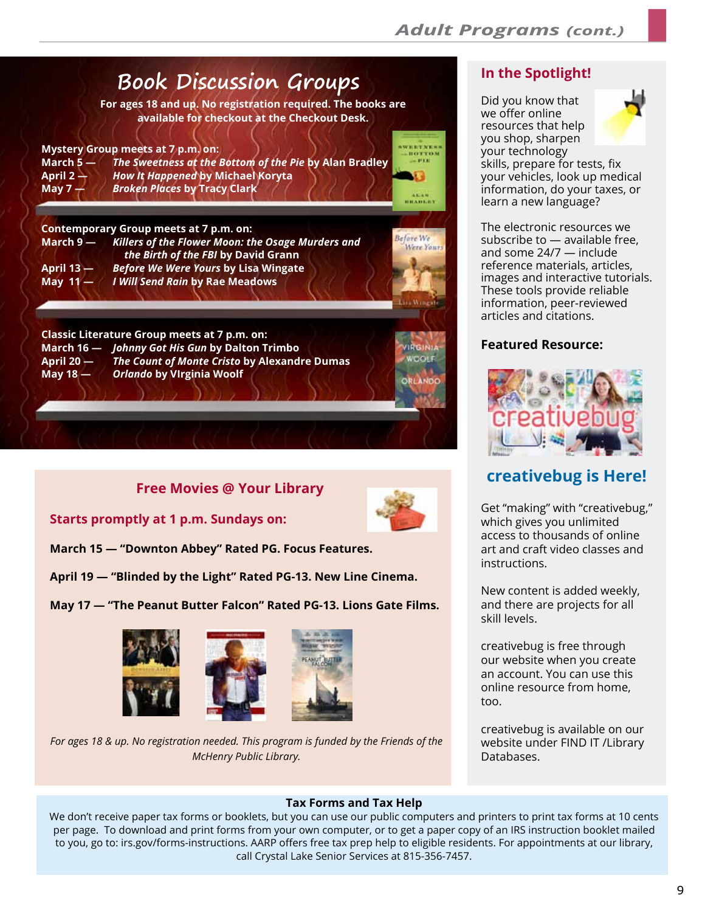# Book Discussion Groups

**For ages 18 and up. No registration required. The books are available for checkout at the Checkout Desk.**

**Mystery Group meets at 7 p.m. on:**

- **March 5 —** ***The Sweetness at the Bottom of the Pie*** **by Alan Bradley**
- **April 2 —** ***How It Happened*** **by Michael Koryta**
- **May 7 —** ***Broken Places*** **by Tracy Clark**

**Contemporary Group meets at 7 p.m. on:**

- **March 9 —** ***Killers of the Flower Moon: the Osage Murders and the Birth of the FBI*** **by David Grann**
- **April 13 —** ***Before We Were Yours*** **by Lisa Wingate**
- **May 11 —** ***I Will Send Rain*** **by Rae Meadows**

**Classic Literature Group meets at 7 p.m. on:**

- **March 16 —** ***Johnny Got His Gun*** **by Dalton Trimbo**
- **April 20 —** ***The Count of Monte Cristo*** **by Alexandre Dumas**
- **May 18 —** ***Orlando*** **by VIrginia Woolf**

## Free Movies @ Your Library

### Starts promptly at 1 p.m. Sundays on:

**March 15 — "Downton Abbey" Rated PG. Focus Features.**

**April 19 — "Blinded by the Light" Rated PG-13. New Line Cinema.**

**May 17 — "The Peanut Butter Falcon" Rated PG-13. Lions Gate Films.**

*For ages 18 & up. No registration needed. This program is funded by the Friends of the McHenry Public Library.*

## In the Spotlight!

Did you know that we offer online resources that help you shop, sharpen your technology skills, prepare for tests, fix your vehicles, look up medical information, do your taxes, or learn a new language?

The electronic resources we subscribe to — available free, and some 24/7 — include reference materials, articles, images and interactive tutorials. These tools provide reliable information, peer-reviewed articles and citations.

**Featured Resource:**

## creativebug is Here!

Get "making" with "creativebug," which gives you unlimited access to thousands of online art and craft video classes and instructions.

New content is added weekly, and there are projects for all skill levels.

creativebug is free through our website when you create an account. You can use this online resource from home, too.

creativebug is available on our website under FIND IT /Library Databases.

**Tax Forms and Tax Help**

We don't receive paper tax forms or booklets, but you can use our public computers and printers to print tax forms at 10 cents per page. To download and print forms from your own computer, or to get a paper copy of an IRS instruction booklet mailed to you, go to: irs.gov/forms-instructions. AARP offers free tax prep help to eligible residents. For appointments at our library, call Crystal Lake Senior Services at 815-356-7457.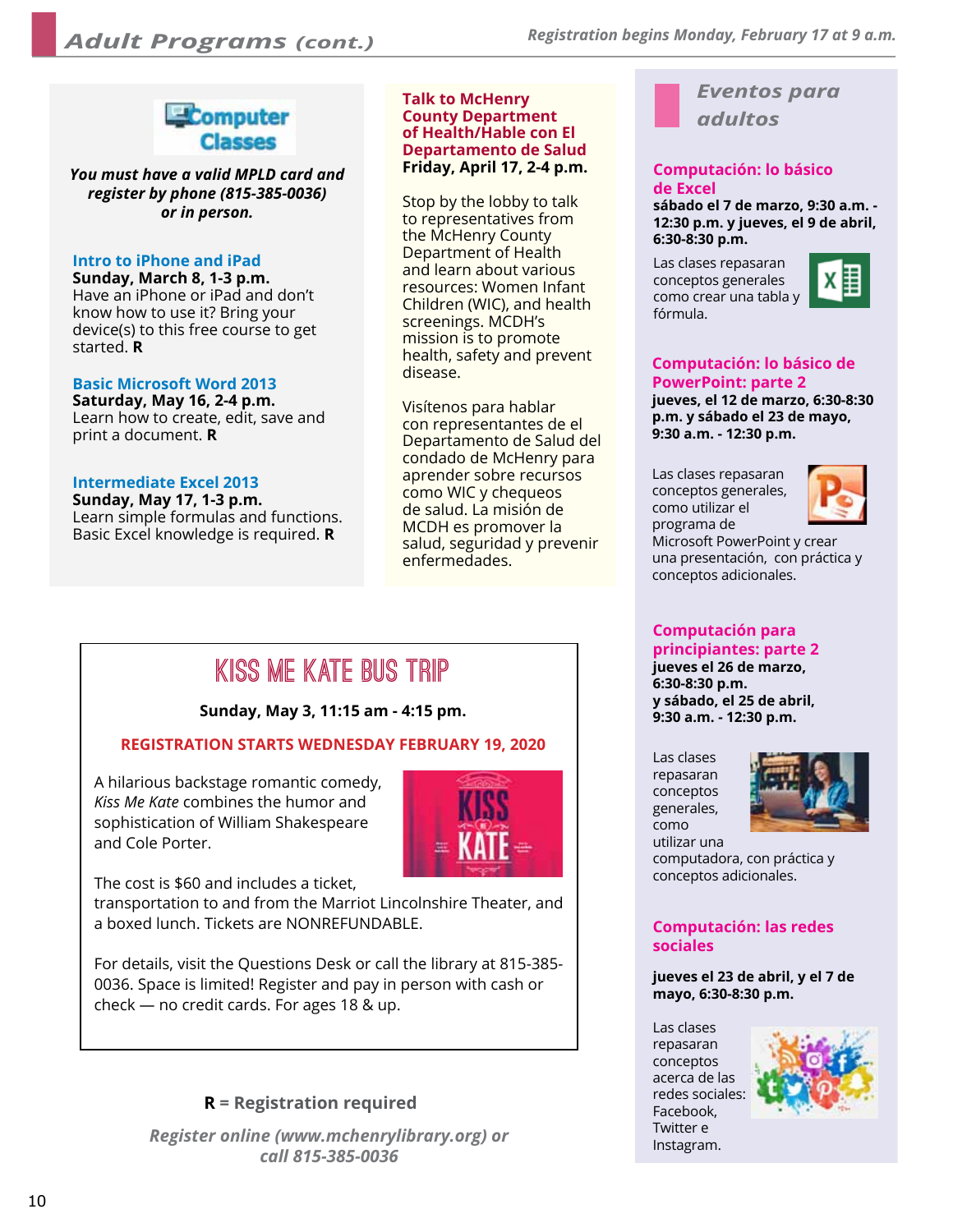## Adult Programs (cont.)

*Registration begins Monday, February 17 at 9 a.m.*

### Computer Classes

***You must have a valid MPLD card and register by phone (815-385-0036) or in person.***

**Intro to iPhone and iPad**
**Sunday, March 8, 1-3 p.m.**
Have an iPhone or iPad and don't know how to use it? Bring your device(s) to this free course to get started. **R**

**Basic Microsoft Word 2013**
**Saturday, May 16, 2-4 p.m.**
Learn how to create, edit, save and print a document. **R**

**Intermediate Excel 2013**
**Sunday, May 17, 1-3 p.m.**
Learn simple formulas and functions. Basic Excel knowledge is required. **R**

**Talk to McHenry County Department of Health/Hable con El Departamento de Salud**
**Friday, April 17, 2-4 p.m.**

Stop by the lobby to talk to representatives from the McHenry County Department of Health and learn about various resources: Women Infant Children (WIC), and health screenings. MCDH's mission is to promote health, safety and prevent disease.

Visítenos para hablar con representantes de el Departamento de Salud del condado de McHenry para aprender sobre recursos como WIC y chequeos de salud. La misión de MCDH es promover la salud, seguridad y prevenir enfermedades.

### Kiss Me Kate Bus Trip

**Sunday, May 3, 11:15 am - 4:15 pm.**

**REGISTRATION STARTS WEDNESDAY FEBRUARY 19, 2020**

A hilarious backstage romantic comedy, *Kiss Me Kate* combines the humor and sophistication of William Shakespeare and Cole Porter.

The cost is $60 and includes a ticket, transportation to and from the Marriot Lincolnshire Theater, and a boxed lunch. Tickets are NONREFUNDABLE.

For details, visit the Questions Desk or call the library at 815-385-0036. Space is limited! Register and pay in person with cash or check — no credit cards. For ages 18 & up.

### Eventos para adultos

**Computación: lo básico de Excel**
**sábado el 7 de marzo, 9:30 a.m. - 12:30 p.m. y jueves, el 9 de abril, 6:30-8:30 p.m.**

Las clases repasaran conceptos generales como crear una tabla y fórmula.

**Computación: lo básico de PowerPoint: parte 2**
**jueves, el 12 de marzo, 6:30-8:30 p.m. y sábado el 23 de mayo, 9:30 a.m. - 12:30 p.m.**

Las clases repasaran conceptos generales, como utilizar el programa de Microsoft PowerPoint y crear una presentación, con práctica y conceptos adicionales.

**Computación para principiantes: parte 2**
**jueves el 26 de marzo, 6:30-8:30 p.m. y sábado, el 25 de abril, 9:30 a.m. - 12:30 p.m.**

Las clases repasaran conceptos generales, como utilizar una computadora, con práctica y conceptos adicionales.

**Computación: las redes sociales**

**jueves el 23 de abril, y el 7 de mayo, 6:30-8:30 p.m.**

Las clases repasaran conceptos acerca de las redes sociales: Facebook, Twitter e Instagram.

**R** = Registration required

*Register online (www.mchenrylibrary.org) or call 815-385-0036*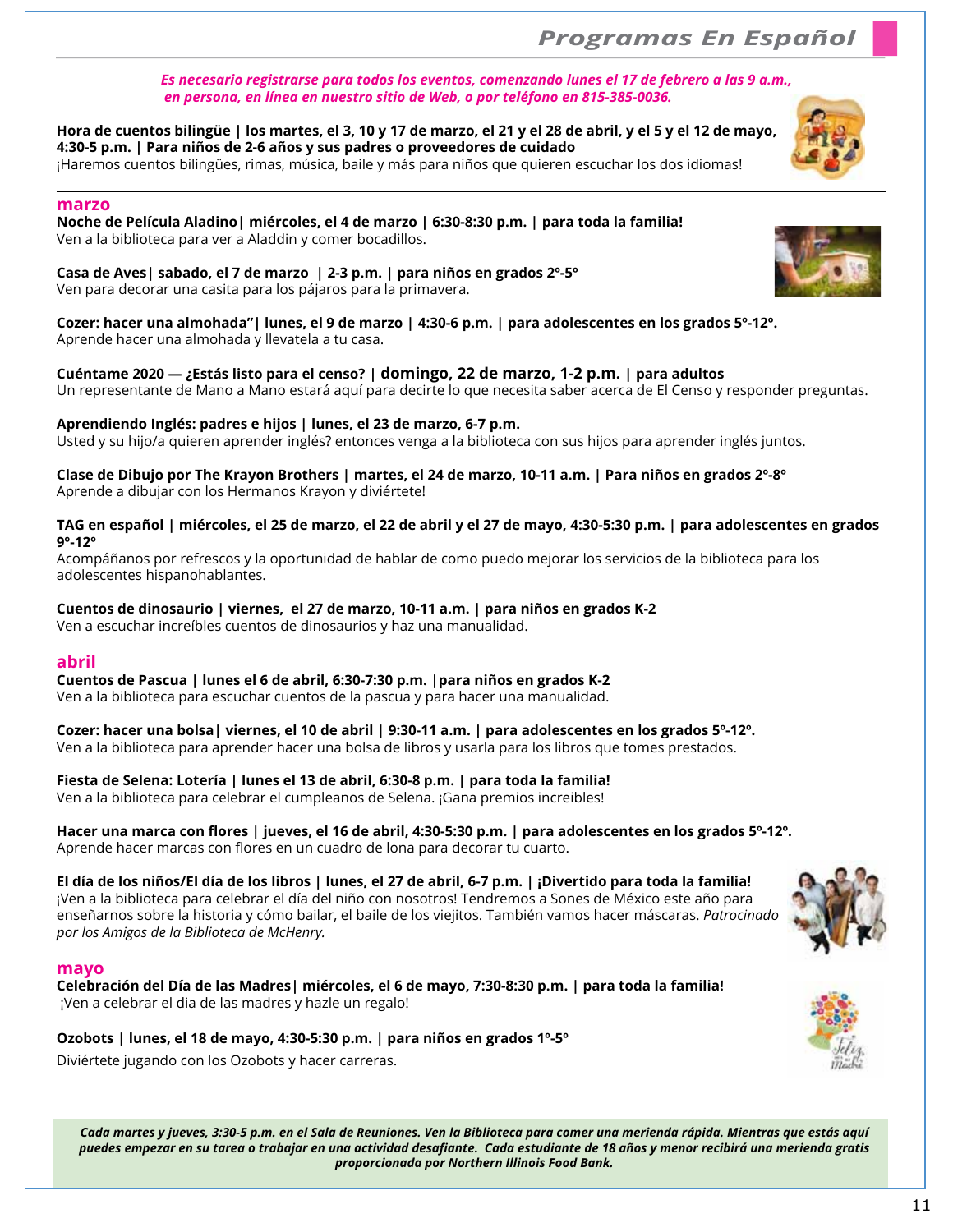# Programas En Español

*Es necesario registrarse para todos los eventos, comenzando lunes el 17 de febrero a las 9 a.m., en persona, en línea en nuestro sitio de Web, o por teléfono en 815-385-0036.*

**Hora de cuentos bilingüe | los martes, el 3, 10 y 17 de marzo, el 21 y el 28 de abril, y el 5 y el 12 de mayo, 4:30-5 p.m. | Para niños de 2-6 años y sus padres o proveedores de cuidado**
¡Haremos cuentos bilingües, rimas, música, baile y más para niños que quieren escuchar los dos idiomas!

## marzo

**Noche de Película Aladino| miércoles, el 4 de marzo | 6:30-8:30 p.m. | para toda la familia!**
Ven a la biblioteca para ver a Aladdin y comer bocadillos.

**Casa de Aves| sabado, el 7 de marzo | 2-3 p.m. | para niños en grados 2º-5º**
Ven para decorar una casita para los pájaros para la primavera.

**Cozer: hacer una almohada"| lunes, el 9 de marzo | 4:30-6 p.m. | para adolescentes en los grados 5º-12º.**
Aprende hacer una almohada y llevatela a tu casa.

**Cuéntame 2020 — ¿Estás listo para el censo? | domingo, 22 de marzo, 1-2 p.m. | para adultos**
Un representante de Mano a Mano estará aquí para decirte lo que necesita saber acerca de El Censo y responder preguntas.

**Aprendiendo Inglés: padres e hijos | lunes, el 23 de marzo, 6-7 p.m.**
Usted y su hijo/a quieren aprender inglés? entonces venga a la biblioteca con sus hijos para aprender inglés juntos.

**Clase de Dibujo por The Krayon Brothers | martes, el 24 de marzo, 10-11 a.m. | Para niños en grados 2º-8º**
Aprende a dibujar con los Hermanos Krayon y diviértete!

**TAG en español | miércoles, el 25 de marzo, el 22 de abril y el 27 de mayo, 4:30-5:30 p.m. | para adolescentes en grados 9º-12º**
Acompáñanos por refrescos y la oportunidad de hablar de como puedo mejorar los servicios de la biblioteca para los adolescentes hispanohablantes.

**Cuentos de dinosaurio | viernes, el 27 de marzo, 10-11 a.m. | para niños en grados K-2**
Ven a escuchar increíbles cuentos de dinosaurios y haz una manualidad.

## abril

**Cuentos de Pascua | lunes el 6 de abril, 6:30-7:30 p.m. |para niños en grados K-2**
Ven a la biblioteca para escuchar cuentos de la pascua y para hacer una manualidad.

**Cozer: hacer una bolsa| viernes, el 10 de abril | 9:30-11 a.m. | para adolescentes en los grados 5º-12º.**
Ven a la biblioteca para aprender hacer una bolsa de libros y usarla para los libros que tomes prestados.

**Fiesta de Selena: Lotería | lunes el 13 de abril, 6:30-8 p.m. | para toda la familia!**
Ven a la biblioteca para celebrar el cumpleanos de Selena. ¡Gana premios increibles!

**Hacer una marca con flores | jueves, el 16 de abril, 4:30-5:30 p.m. | para adolescentes en los grados 5º-12º.**
Aprende hacer marcas con flores en un cuadro de lona para decorar tu cuarto.

**El día de los niños/El día de los libros | lunes, el 27 de abril, 6-7 p.m. | ¡Divertido para toda la familia!**
¡Ven a la biblioteca para celebrar el día del niño con nosotros! Tendremos a Sones de México este año para enseñarnos sobre la historia y cómo bailar, el baile de los viejitos. También vamos hacer máscaras. *Patrocinado por los Amigos de la Biblioteca de McHenry.*

## mayo

**Celebración del Día de las Madres| miércoles, el 6 de mayo, 7:30-8:30 p.m. | para toda la familia!**
¡Ven a celebrar el dia de las madres y hazle un regalo!

**Ozobots | lunes, el 18 de mayo, 4:30-5:30 p.m. | para niños en grados 1º-5º**
Diviértete jugando con los Ozobots y hacer carreras.

***Cada martes y jueves, 3:30-5 p.m. en el Sala de Reuniones. Ven la Biblioteca para comer una merienda rápida. Mientras que estás aquí puedes empezar en su tarea o trabajar en una actividad desafiante. Cada estudiante de 18 años y menor recibirá una merienda gratis proporcionada por Northern Illinois Food Bank.***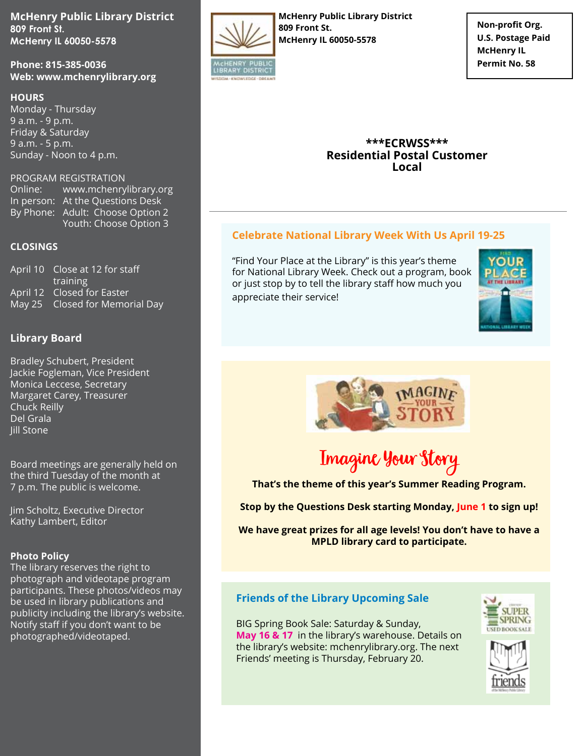## McHenry Public Library District

**809 Front St.**
**McHenry IL 60050-5578**

**Phone: 815-385-0036**
**Web: www.mchenrylibrary.org**

**HOURS**

Monday - Thursday
9 a.m. - 9 p.m.
Friday & Saturday
9 a.m. - 5 p.m.
Sunday - Noon to 4 p.m.

PROGRAM REGISTRATION

Online: www.mchenrylibrary.org
In person: At the Questions Desk
By Phone: Adult: Choose Option 2
Youth: Choose Option 3

**CLOSINGS**

April 10 Close at 12 for staff training
April 12 Closed for Easter
May 25 Closed for Memorial Day

### Library Board

Bradley Schubert, President
Jackie Fogleman, Vice President
Monica Leccese, Secretary
Margaret Carey, Treasurer
Chuck Reilly
Del Grala
Jill Stone

Board meetings are generally held on the third Tuesday of the month at 7 p.m. The public is welcome.

Jim Scholtz, Executive Director
Kathy Lambert, Editor

**Photo Policy**

The library reserves the right to photograph and videotape program participants. These photos/videos may be used in library publications and publicity including the library's website. Notify staff if you don't want to be photographed/videotaped.

McHENRY PUBLIC LIBRARY DISTRICT
WISDOM · KNOWLEDGE · DREAMS

**McHenry Public Library District**
**809 Front St.**
**McHenry IL 60050-5578**

**Non-profit Org.**
**U.S. Postage Paid**
**McHenry IL**
**Permit No. 58**

**\*\*\*ECRWSS\*\*\***
**Residential Postal Customer**
**Local**

---

## Celebrate National Library Week With Us April 19-25

"Find Your Place at the Library" is this year's theme for National Library Week. Check out a program, book or just stop by to tell the library staff how much you appreciate their service!

## Imagine Your Story

**That's the theme of this year's Summer Reading Program.**

**Stop by the Questions Desk starting Monday, June 1 to sign up!**

**We have great prizes for all age levels! You don't have to have a MPLD library card to participate.**

## Friends of the Library Upcoming Sale

BIG Spring Book Sale: Saturday & Sunday, **May 16 & 17** in the library's warehouse. Details on the library's website: mchenrylibrary.org. The next Friends' meeting is Thursday, February 20.